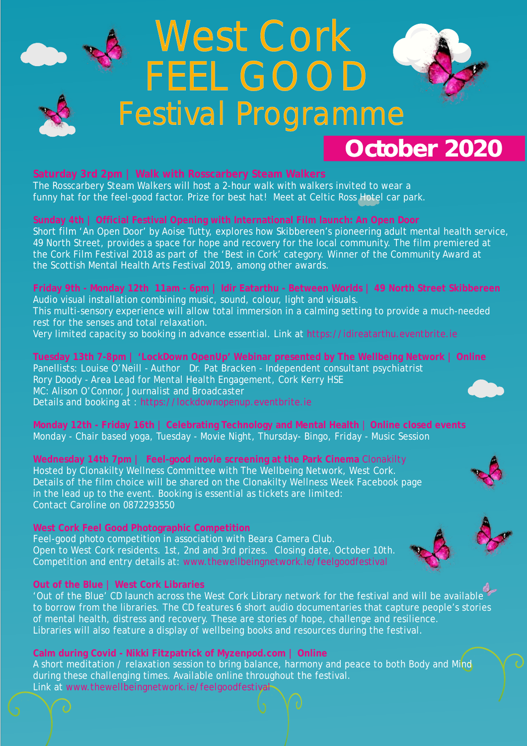# West Cork FEEL GOOD Festival Programme

## October 2020

**Saturday 3rd 2pm | Walk with Rosscarbery Steam Walkers**

The Rosscarbery Steam Walkers will host a 2-hour walk with walkers invited to wear a funny hat for the feel-good factor. Prize for best hat! Meet at Celtic Ross Hotel car park.

**Sunday 4th | Official Festival Opening with International Film launch: An Open Door**

Short film 'An Open Door' by Aoise Tutty, explores how Skibbereen's pioneering adult mental health service, 49 North Street, provides a space for hope and recovery for the local community. The film premiered at the Cork Film Festival 2018 as part of the 'Best in Cork' category. Winner of the Community Award at the Scottish Mental Health Arts Festival 2019, among other awards.

**Friday 9th - Monday 12th 11am - 6pm | Idir Eatarthu - Between Worlds | 49 North Street Skibbereen**

Audio visual installation combining music, sound, colour, light and visuals.
This multi-sensory experience will allow total immersion in a calming setting to provide a much-needed rest for the senses and total relaxation.
Very limited capacity so booking in advance essential. Link at https://idireatarthu.eventbrite.ie

**Tuesday 13th 7-8pm | 'LockDown OpenUp' Webinar presented by The Wellbeing Network | Online**

Panellists: Louise O'Neill - Author Dr. Pat Bracken - Independent consultant psychiatrist
Rory Doody - Area Lead for Mental Health Engagement, Cork Kerry HSE
MC: Alison O'Connor, Journalist and Broadcaster
Details and booking at : https://lockdownopenup.eventbrite.ie

**Monday 12th - Friday 16th | Celebrating Technology and Mental Health | Online closed events**

Monday - Chair based yoga, Tuesday - Movie Night, Thursday- Bingo, Friday - Music Session

**Wednesday 14th 7pm | Feel-good movie screening at the Park Cinema** Clonakilty

Hosted by Clonakilty Wellness Committee with The Wellbeing Network, West Cork.
Details of the film choice will be shared on the Clonakilty Wellness Week Facebook page in the lead up to the event. Booking is essential as tickets are limited:
Contact Caroline on 0872293550

**West Cork Feel Good Photographic Competition**

Feel-good photo competition in association with Beara Camera Club.
Open to West Cork residents. 1st, 2nd and 3rd prizes. Closing date, October 10th.
Competition and entry details at: www.thewellbeingnetwork.ie/feelgoodfestival

**Out of the Blue | West Cork Libraries**

'Out of the Blue' CD launch across the West Cork Library network for the festival and will be available to borrow from the libraries. The CD features 6 short audio documentaries that capture people's stories of mental health, distress and recovery. These are stories of hope, challenge and resilience.
Libraries will also feature a display of wellbeing books and resources during the festival.

**Calm during Covid - Nikki Fitzpatrick of Myzenpod.com | Online**

A short meditation / relaxation session to bring balance, harmony and peace to both Body and Mind during these challenging times. Available online throughout the festival.
Link at www.thewellbeingnetwork.ie/feelgoodfestival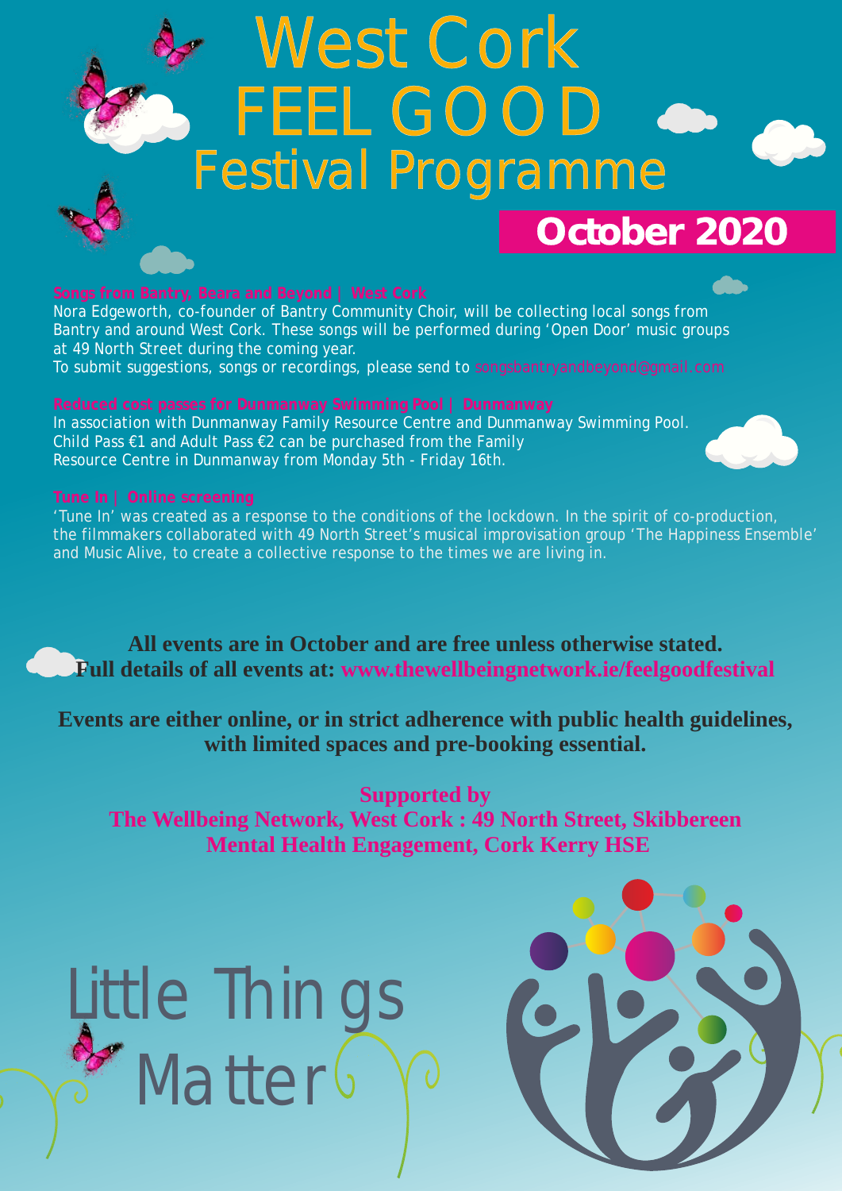# West Cork FEEL GOOD Festival Programme

## October 2020

### Songs from Bantry, Beara and Beyond | West Cork

Nora Edgeworth, co-founder of Bantry Community Choir, will be collecting local songs from Bantry and around West Cork. These songs will be performed during 'Open Door' music groups at 49 North Street during the coming year.
To submit suggestions, songs or recordings, please send to songsbantryandbeyond@gmail.com

### Reduced cost passes for Dunmanway Swimming Pool | Dunmanway

In association with Dunmanway Family Resource Centre and Dunmanway Swimming Pool. Child Pass €1 and Adult Pass €2 can be purchased from the Family Resource Centre in Dunmanway from Monday 5th - Friday 16th.

### Tune In | Online screening

'Tune In' was created as a response to the conditions of the lockdown. In the spirit of co-production, the filmmakers collaborated with 49 North Street's musical improvisation group 'The Happiness Ensemble' and Music Alive, to create a collective response to the times we are living in.

**All events are in October and are free unless otherwise stated.**
**Full details of all events at: www.thewellbeingnetwork.ie/feelgoodfestival**

**Events are either online, or in strict adherence with public health guidelines, with limited spaces and pre-booking essential.**

**Supported by**
**The Wellbeing Network, West Cork : 49 North Street, Skibbereen**
**Mental Health Engagement, Cork Kerry HSE**

Little Things Matter